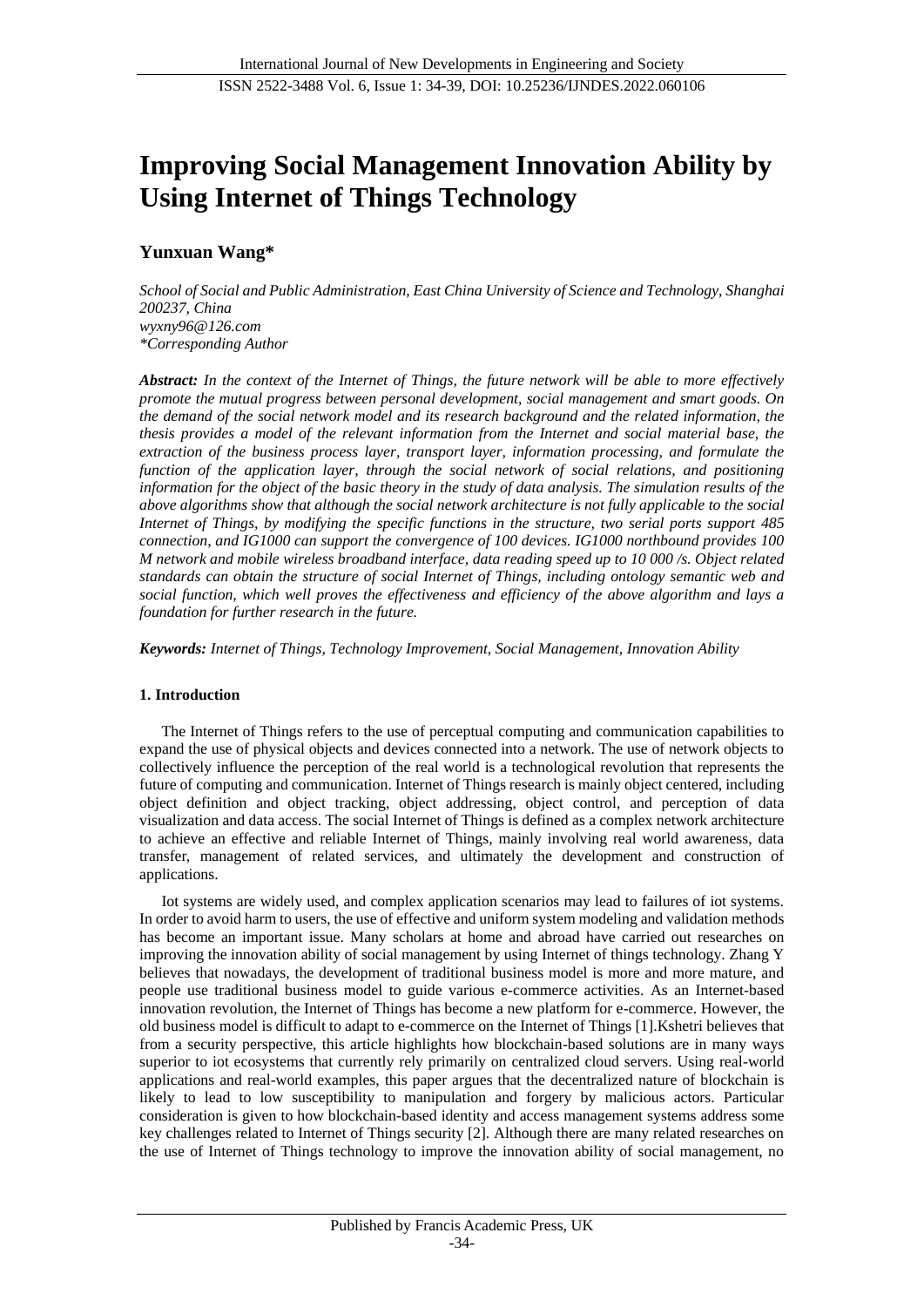# Improving Social Management Innovation Ability by Using Internet of Things Technology

**Yunxuan Wang***

*School of Social and Public Administration, East China University of Science and Technology, Shanghai 200237, China*
*wyxny96@126.com*
**Corresponding Author*

***Abstract:*** *In the context of the Internet of Things, the future network will be able to more effectively promote the mutual progress between personal development, social management and smart goods. On the demand of the social network model and its research background and the related information, the thesis provides a model of the relevant information from the Internet and social material base, the extraction of the business process layer, transport layer, information processing, and formulate the function of the application layer, through the social network of social relations, and positioning information for the object of the basic theory in the study of data analysis. The simulation results of the above algorithms show that although the social network architecture is not fully applicable to the social Internet of Things, by modifying the specific functions in the structure, two serial ports support 485 connection, and IG1000 can support the convergence of 100 devices. IG1000 northbound provides 100 M network and mobile wireless broadband interface, data reading speed up to 10 000 /s. Object related standards can obtain the structure of social Internet of Things, including ontology semantic web and social function, which well proves the effectiveness and efficiency of the above algorithm and lays a foundation for further research in the future.*

***Keywords:*** *Internet of Things, Technology Improvement, Social Management, Innovation Ability*

## 1. Introduction

The Internet of Things refers to the use of perceptual computing and communication capabilities to expand the use of physical objects and devices connected into a network. The use of network objects to collectively influence the perception of the real world is a technological revolution that represents the future of computing and communication. Internet of Things research is mainly object centered, including object definition and object tracking, object addressing, object control, and perception of data visualization and data access. The social Internet of Things is defined as a complex network architecture to achieve an effective and reliable Internet of Things, mainly involving real world awareness, data transfer, management of related services, and ultimately the development and construction of applications.

Iot systems are widely used, and complex application scenarios may lead to failures of iot systems. In order to avoid harm to users, the use of effective and uniform system modeling and validation methods has become an important issue. Many scholars at home and abroad have carried out researches on improving the innovation ability of social management by using Internet of things technology. Zhang Y believes that nowadays, the development of traditional business model is more and more mature, and people use traditional business model to guide various e-commerce activities. As an Internet-based innovation revolution, the Internet of Things has become a new platform for e-commerce. However, the old business model is difficult to adapt to e-commerce on the Internet of Things [1].Kshetri believes that from a security perspective, this article highlights how blockchain-based solutions are in many ways superior to iot ecosystems that currently rely primarily on centralized cloud servers. Using real-world applications and real-world examples, this paper argues that the decentralized nature of blockchain is likely to lead to low susceptibility to manipulation and forgery by malicious actors. Particular consideration is given to how blockchain-based identity and access management systems address some key challenges related to Internet of Things security [2]. Although there are many related researches on the use of Internet of Things technology to improve the innovation ability of social management, no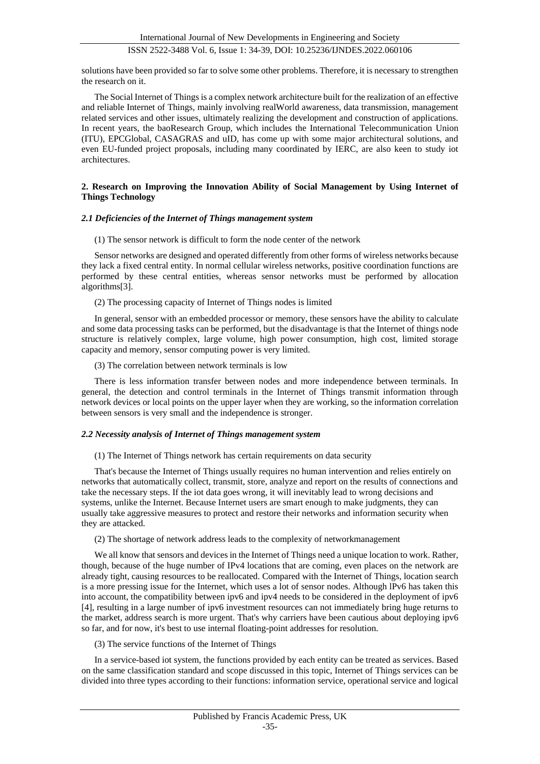solutions have been provided so far to solve some other problems. Therefore, it is necessary to strengthen the research on it.

The Social Internet of Things is a complex network architecture built for the realization of an effective and reliable Internet of Things, mainly involving realWorld awareness, data transmission, management related services and other issues, ultimately realizing the development and construction of applications. In recent years, the baoResearch Group, which includes the International Telecommunication Union (ITU), EPCGlobal, CASAGRAS and uID, has come up with some major architectural solutions, and even EU-funded project proposals, including many coordinated by IERC, are also keen to study iot architectures.

## 2. Research on Improving the Innovation Ability of Social Management by Using Internet of Things Technology

### *2.1 Deficiencies of the Internet of Things management system*

(1) The sensor network is difficult to form the node center of the network

Sensor networks are designed and operated differently from other forms of wireless networks because they lack a fixed central entity. In normal cellular wireless networks, positive coordination functions are performed by these central entities, whereas sensor networks must be performed by allocation algorithms[3].

(2) The processing capacity of Internet of Things nodes is limited

In general, sensor with an embedded processor or memory, these sensors have the ability to calculate and some data processing tasks can be performed, but the disadvantage is that the Internet of things node structure is relatively complex, large volume, high power consumption, high cost, limited storage capacity and memory, sensor computing power is very limited.

(3) The correlation between network terminals is low

There is less information transfer between nodes and more independence between terminals. In general, the detection and control terminals in the Internet of Things transmit information through network devices or local points on the upper layer when they are working, so the information correlation between sensors is very small and the independence is stronger.

### *2.2 Necessity analysis of Internet of Things management system*

(1) The Internet of Things network has certain requirements on data security

That's because the Internet of Things usually requires no human intervention and relies entirely on networks that automatically collect, transmit, store, analyze and report on the results of connections and take the necessary steps. If the iot data goes wrong, it will inevitably lead to wrong decisions and systems, unlike the Internet. Because Internet users are smart enough to make judgments, they can usually take aggressive measures to protect and restore their networks and information security when they are attacked.

(2) The shortage of network address leads to the complexity of networkmanagement

We all know that sensors and devices in the Internet of Things need a unique location to work. Rather, though, because of the huge number of IPv4 locations that are coming, even places on the network are already tight, causing resources to be reallocated. Compared with the Internet of Things, location search is a more pressing issue for the Internet, which uses a lot of sensor nodes. Although lPv6 has taken this into account, the compatibility between ipv6 and ipv4 needs to be considered in the deployment of ipv6 [4], resulting in a large number of ipv6 investment resources can not immediately bring huge returns to the market, address search is more urgent. That's why carriers have been cautious about deploying ipv6 so far, and for now, it's best to use internal floating-point addresses for resolution.

(3) The service functions of the Internet of Things

In a service-based iot system, the functions provided by each entity can be treated as services. Based on the same classification standard and scope discussed in this topic, Internet of Things services can be divided into three types according to their functions: information service, operational service and logical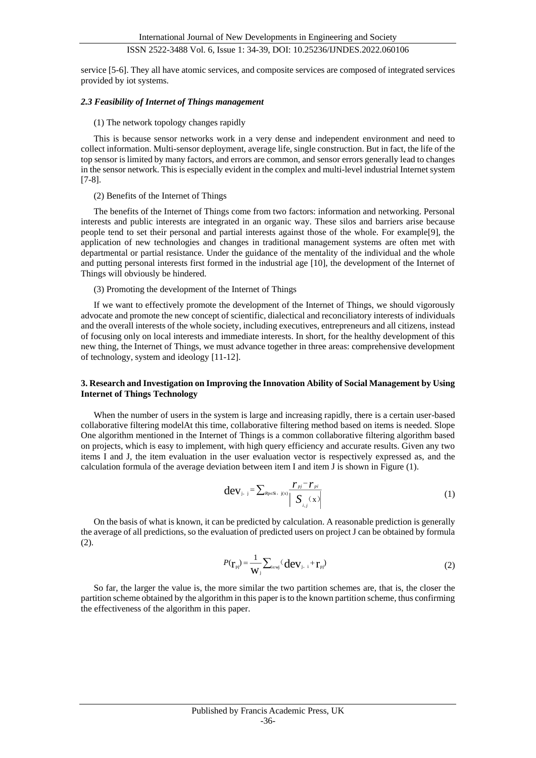service [5-6]. They all have atomic services, and composite services are composed of integrated services provided by iot systems.

### *2.3 Feasibility of Internet of Things management*

(1) The network topology changes rapidly

This is because sensor networks work in a very dense and independent environment and need to collect information. Multi-sensor deployment, average life, single construction. But in fact, the life of the top sensor is limited by many factors, and errors are common, and sensor errors generally lead to changes in the sensor network. This is especially evident in the complex and multi-level industrial Internet system [7-8].

(2) Benefits of the Internet of Things

The benefits of the Internet of Things come from two factors: information and networking. Personal interests and public interests are integrated in an organic way. These silos and barriers arise because people tend to set their personal and partial interests against those of the whole. For example[9], the application of new technologies and changes in traditional management systems are often met with departmental or partial resistance. Under the guidance of the mentality of the individual and the whole and putting personal interests first formed in the industrial age [10], the development of the Internet of Things will obviously be hindered.

(3) Promoting the development of the Internet of Things

If we want to effectively promote the development of the Internet of Things, we should vigorously advocate and promote the new concept of scientific, dialectical and reconciliatory interests of individuals and the overall interests of the whole society, including executives, entrepreneurs and all citizens, instead of focusing only on local interests and immediate interests. In short, for the healthy development of this new thing, the Internet of Things, we must advance together in three areas: comprehensive development of technology, system and ideology [11-12].

## 3. Research and Investigation on Improving the Innovation Ability of Social Management by Using Internet of Things Technology

When the number of users in the system is large and increasing rapidly, there is a certain user-based collaborative filtering modelAt this time, collaborative filtering method based on items is needed. Slope One algorithm mentioned in the Internet of Things is a common collaborative filtering algorithm based on projects, which is easy to implement, with high query efficiency and accurate results. Given any two items I and J, the item evaluation in the user evaluation vector is respectively expressed as, and the calculation formula of the average deviation between item I and item J is shown in Figure (1).

$$\mathrm{dev}_{j,\ j} = \sum_{Rp \in S_{i,\ j}(x)} \frac{r_{pj} - r_{pi}}{\left| S_{i,j}(\mathrm{x}) \right|} \tag{1}$$

On the basis of what is known, it can be predicted by calculation. A reasonable prediction is generally the average of all predictions, so the evaluation of predicted users on project J can be obtained by formula (2).

$$P(\mathrm{r}_{pj}) = \frac{1}{\mathrm{w}_j} \sum_{i \in wj} (\mathrm{dev}_{j,\ i} + \mathrm{r}_{pj}) \tag{2}$$

So far, the larger the value is, the more similar the two partition schemes are, that is, the closer the partition scheme obtained by the algorithm in this paper is to the known partition scheme, thus confirming the effectiveness of the algorithm in this paper.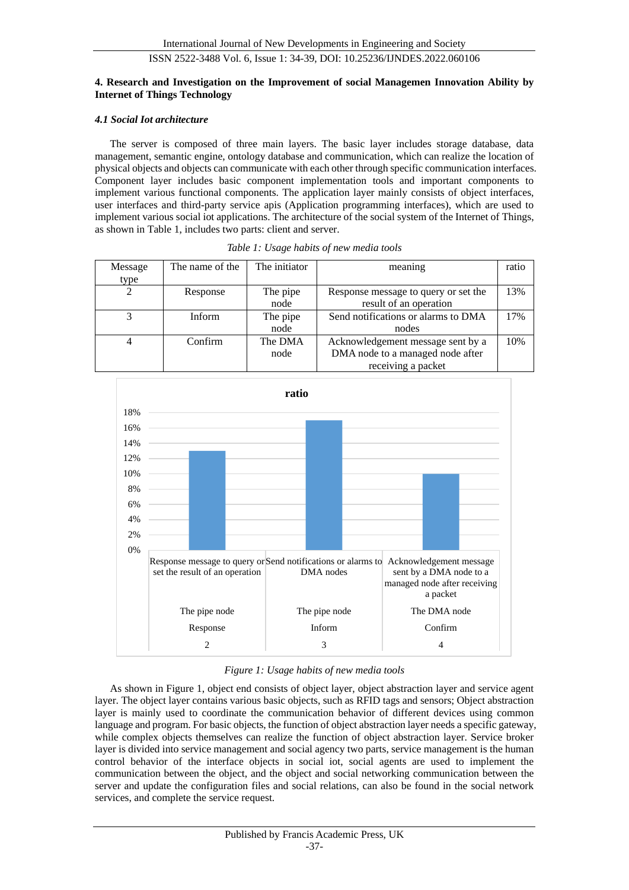## 4. Research and Investigation on the Improvement of social Managemen Innovation Ability by Internet of Things Technology

### *4.1 Social Iot architecture*

The server is composed of three main layers. The basic layer includes storage database, data management, semantic engine, ontology database and communication, which can realize the location of physical objects and objects can communicate with each other through specific communication interfaces. Component layer includes basic component implementation tools and important components to implement various functional components. The application layer mainly consists of object interfaces, user interfaces and third-party service apis (Application programming interfaces), which are used to implement various social iot applications. The architecture of the social system of the Internet of Things, as shown in Table 1, includes two parts: client and server.

*Table 1: Usage habits of new media tools*

| Message type | The name of the | The initiator | meaning | ratio |
|---|---|---|---|---|
| 2 | Response | The pipe node | Response message to query or set the result of an operation | 13% |
| 3 | Inform | The pipe node | Send notifications or alarms to DMA nodes | 17% |
| 4 | Confirm | The DMA node | Acknowledgement message sent by a DMA node to a managed node after receiving a packet | 10% |

*Figure 1: Usage habits of new media tools*

As shown in Figure 1, object end consists of object layer, object abstraction layer and service agent layer. The object layer contains various basic objects, such as RFID tags and sensors; Object abstraction layer is mainly used to coordinate the communication behavior of different devices using common language and program. For basic objects, the function of object abstraction layer needs a specific gateway, while complex objects themselves can realize the function of object abstraction layer. Service broker layer is divided into service management and social agency two parts, service management is the human control behavior of the interface objects in social iot, social agents are used to implement the communication between the object, and the object and social networking communication between the server and update the configuration files and social relations, can also be found in the social network services, and complete the service request.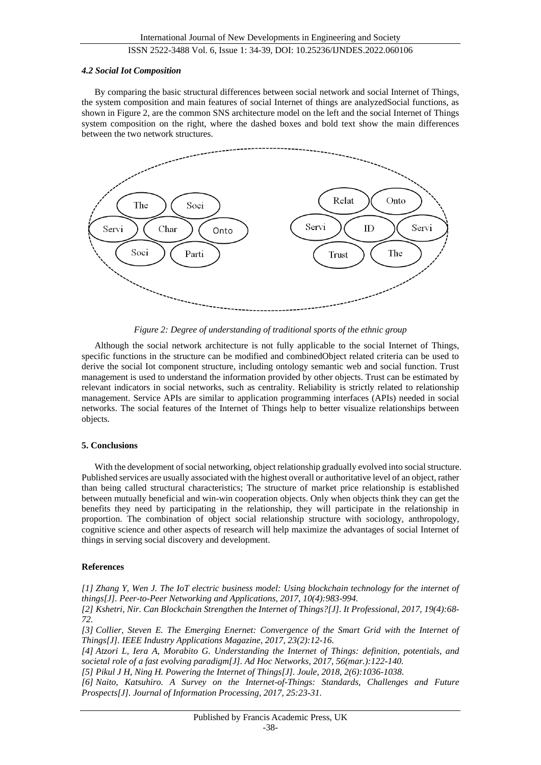#### *4.2 Social Iot Composition*

By comparing the basic structural differences between social network and social Internet of Things, the system composition and main features of social Internet of things are analyzedSocial functions, as shown in Figure 2, are the common SNS architecture model on the left and the social Internet of Things system composition on the right, where the dashed boxes and bold text show the main differences between the two network structures.

The Soci Servi Char Onto Soci Parti Relat Onto Servi ID Servi Trust The

*Figure 2: Degree of understanding of traditional sports of the ethnic group*

Although the social network architecture is not fully applicable to the social Internet of Things, specific functions in the structure can be modified and combinedObject related criteria can be used to derive the social Iot component structure, including ontology semantic web and social function. Trust management is used to understand the information provided by other objects. Trust can be estimated by relevant indicators in social networks, such as centrality. Reliability is strictly related to relationship management. Service APIs are similar to application programming interfaces (APIs) needed in social networks. The social features of the Internet of Things help to better visualize relationships between objects.

## 5. Conclusions

With the development of social networking, object relationship gradually evolved into social structure. Published services are usually associated with the highest overall or authoritative level of an object, rather than being called structural characteristics; The structure of market price relationship is established between mutually beneficial and win-win cooperation objects. Only when objects think they can get the benefits they need by participating in the relationship, they will participate in the relationship in proportion. The combination of object social relationship structure with sociology, anthropology, cognitive science and other aspects of research will help maximize the advantages of social Internet of things in serving social discovery and development.

## References

*[1] Zhang Y, Wen J. The IoT electric business model: Using blockchain technology for the internet of things[J]. Peer-to-Peer Networking and Applications, 2017, 10(4):983-994.*

*[2] Kshetri, Nir. Can Blockchain Strengthen the Internet of Things?[J]. It Professional, 2017, 19(4):68-72.*

*[3] Collier, Steven E. The Emerging Enernet: Convergence of the Smart Grid with the Internet of Things[J]. IEEE Industry Applications Magazine, 2017, 23(2):12-16.*

*[4] Atzori L, Iera A, Morabito G. Understanding the Internet of Things: definition, potentials, and societal role of a fast evolving paradigm[J]. Ad Hoc Networks, 2017, 56(mar.):122-140.*

*[5] Pikul J H, Ning H. Powering the Internet of Things[J]. Joule, 2018, 2(6):1036-1038.*

*[6] Naito, Katsuhiro. A Survey on the Internet-of-Things: Standards, Challenges and Future Prospects[J]. Journal of Information Processing, 2017, 25:23-31.*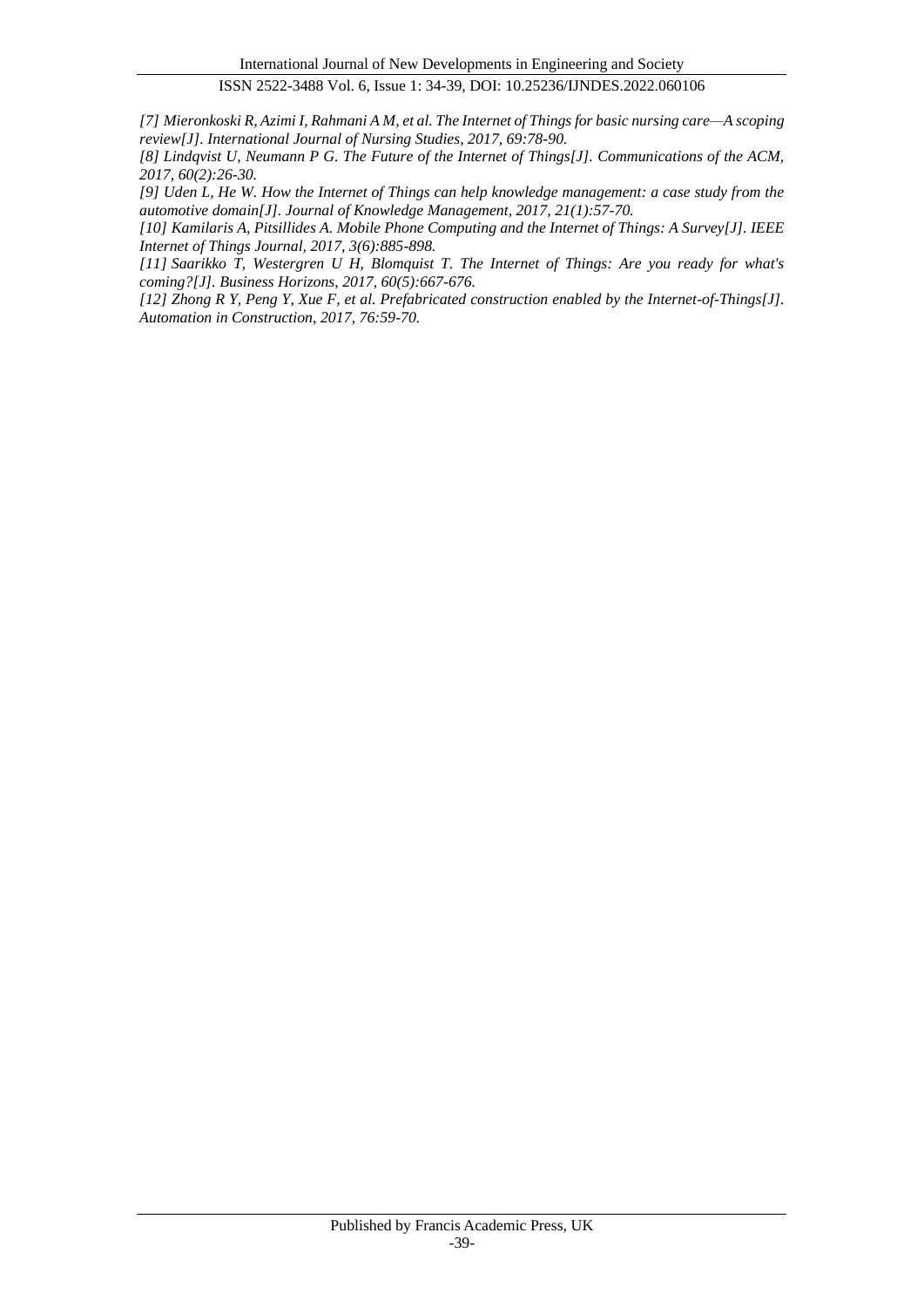*[7] Mieronkoski R, Azimi I, Rahmani A M, et al. The Internet of Things for basic nursing care—A scoping review[J]. International Journal of Nursing Studies, 2017, 69:78-90.*

*[8] Lindqvist U, Neumann P G. The Future of the Internet of Things[J]. Communications of the ACM, 2017, 60(2):26-30.*

*[9] Uden L, He W. How the Internet of Things can help knowledge management: a case study from the automotive domain[J]. Journal of Knowledge Management, 2017, 21(1):57-70.*

*[10] Kamilaris A, Pitsillides A. Mobile Phone Computing and the Internet of Things: A Survey[J]. IEEE Internet of Things Journal, 2017, 3(6):885-898.*

*[11] Saarikko T, Westergren U H, Blomquist T. The Internet of Things: Are you ready for what's coming?[J]. Business Horizons, 2017, 60(5):667-676.*

*[12] Zhong R Y, Peng Y, Xue F, et al. Prefabricated construction enabled by the Internet-of-Things[J]. Automation in Construction, 2017, 76:59-70.*